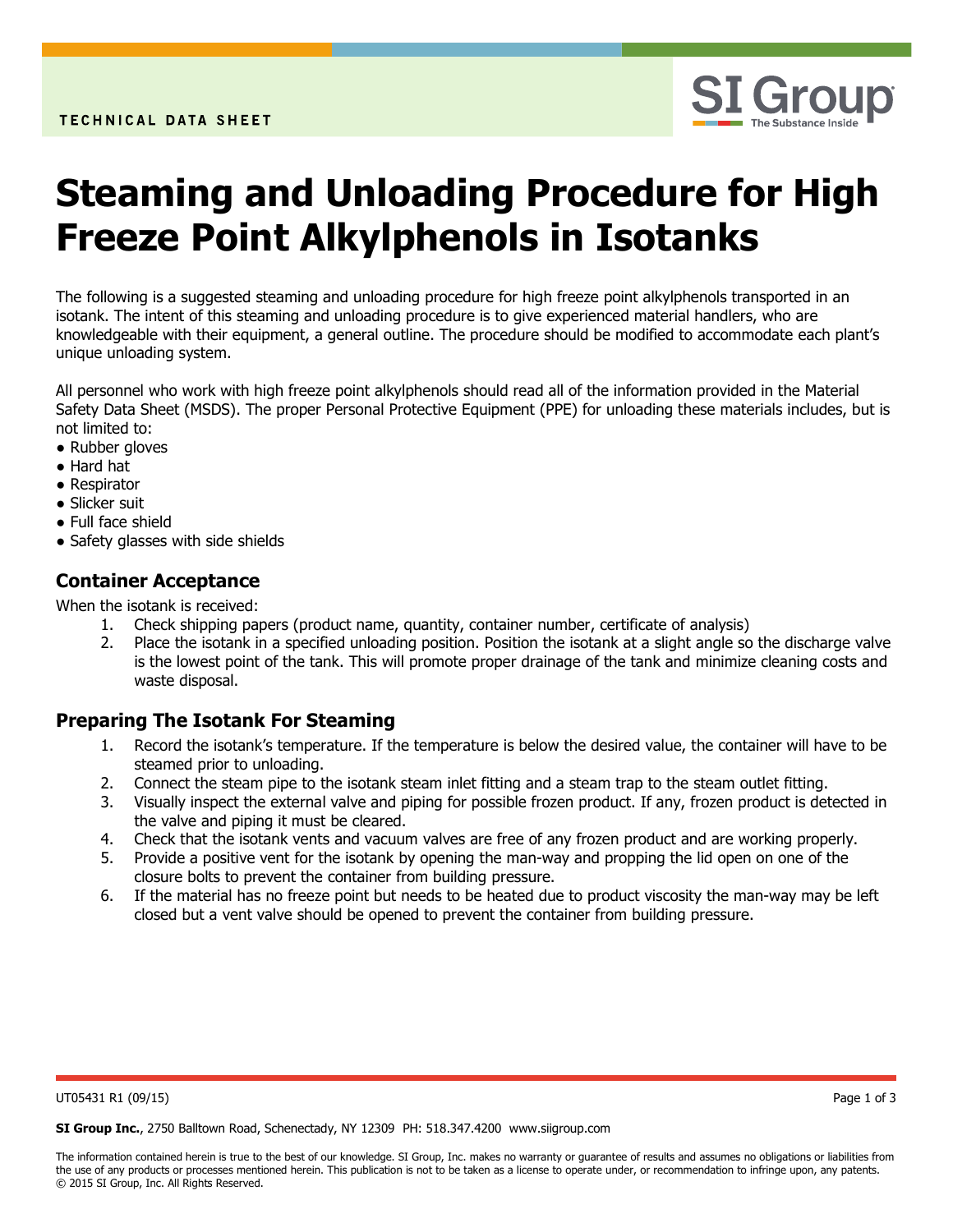TECHNICAL DATA SHEET

# Steaming and Unloading Procedure for High Freeze Point Alkylphenols in Isotanks

The following is a suggested steaming and unloading procedure for high freeze point alkylphenols transported in an isotank. The intent of this steaming and unloading procedure is to give experienced material handlers, who are knowledgeable with their equipment, a general outline. The procedure should be modified to accommodate each plant's unique unloading system.

All personnel who work with high freeze point alkylphenols should read all of the information provided in the Material Safety Data Sheet (MSDS). The proper Personal Protective Equipment (PPE) for unloading these materials includes, but is not limited to:

- Rubber gloves
- Hard hat
- Respirator
- Slicker suit
- Full face shield
- Safety glasses with side shields

## Container Acceptance

When the isotank is received:

1. Check shipping papers (product name, quantity, container number, certificate of analysis)
2. Place the isotank in a specified unloading position. Position the isotank at a slight angle so the discharge valve is the lowest point of the tank. This will promote proper drainage of the tank and minimize cleaning costs and waste disposal.

## Preparing The Isotank For Steaming

1. Record the isotank's temperature. If the temperature is below the desired value, the container will have to be steamed prior to unloading.
2. Connect the steam pipe to the isotank steam inlet fitting and a steam trap to the steam outlet fitting.
3. Visually inspect the external valve and piping for possible frozen product. If any, frozen product is detected in the valve and piping it must be cleared.
4. Check that the isotank vents and vacuum valves are free of any frozen product and are working properly.
5. Provide a positive vent for the isotank by opening the man-way and propping the lid open on one of the closure bolts to prevent the container from building pressure.
6. If the material has no freeze point but needs to be heated due to product viscosity the man-way may be left closed but a vent valve should be opened to prevent the container from building pressure.

UT05431 R1 (09/15)

**SI Group Inc.**, 2750 Balltown Road, Schenectady, NY 12309 PH: 518.347.4200 www.siigroup.com

The information contained herein is true to the best of our knowledge. SI Group, Inc. makes no warranty or guarantee of results and assumes no obligations or liabilities from the use of any products or processes mentioned herein. This publication is not to be taken as a license to operate under, or recommendation to infringe upon, any patents. © 2015 SI Group, Inc. All Rights Reserved.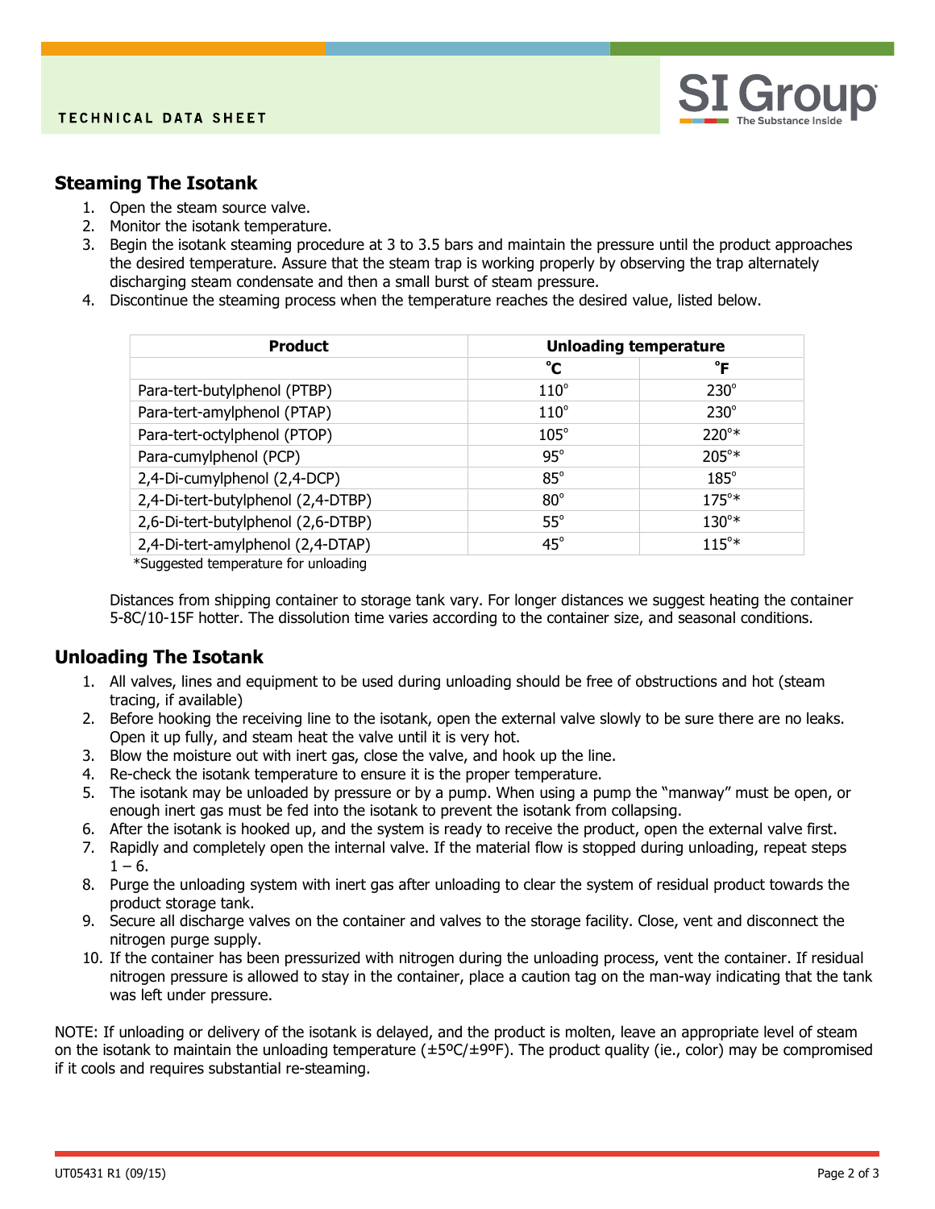TECHNICAL DATA SHEET

## Steaming The Isotank

1. Open the steam source valve.
2. Monitor the isotank temperature.
3. Begin the isotank steaming procedure at 3 to 3.5 bars and maintain the pressure until the product approaches the desired temperature. Assure that the steam trap is working properly by observing the trap alternately discharging steam condensate and then a small burst of steam pressure.
4. Discontinue the steaming process when the temperature reaches the desired value, listed below.

| Product | Unloading temperature | |
|---|---|---|
| | °C | °F |
| Para-tert-butylphenol (PTBP) | 110° | 230° |
| Para-tert-amylphenol (PTAP) | 110° | 230° |
| Para-tert-octylphenol (PTOP) | 105° | 220°* |
| Para-cumylphenol (PCP) | 95° | 205°* |
| 2,4-Di-cumylphenol (2,4-DCP) | 85° | 185° |
| 2,4-Di-tert-butylphenol (2,4-DTBP) | 80° | 175°* |
| 2,6-Di-tert-butylphenol (2,6-DTBP) | 55° | 130°* |
| 2,4-Di-tert-amylphenol (2,4-DTAP) | 45° | 115°* |

*Suggested temperature for unloading

Distances from shipping container to storage tank vary. For longer distances we suggest heating the container 5-8C/10-15F hotter. The dissolution time varies according to the container size, and seasonal conditions.

## Unloading The Isotank

1. All valves, lines and equipment to be used during unloading should be free of obstructions and hot (steam tracing, if available)
2. Before hooking the receiving line to the isotank, open the external valve slowly to be sure there are no leaks. Open it up fully, and steam heat the valve until it is very hot.
3. Blow the moisture out with inert gas, close the valve, and hook up the line.
4. Re-check the isotank temperature to ensure it is the proper temperature.
5. The isotank may be unloaded by pressure or by a pump. When using a pump the "manway" must be open, or enough inert gas must be fed into the isotank to prevent the isotank from collapsing.
6. After the isotank is hooked up, and the system is ready to receive the product, open the external valve first.
7. Rapidly and completely open the internal valve. If the material flow is stopped during unloading, repeat steps 1 – 6.
8. Purge the unloading system with inert gas after unloading to clear the system of residual product towards the product storage tank.
9. Secure all discharge valves on the container and valves to the storage facility. Close, vent and disconnect the nitrogen purge supply.
10. If the container has been pressurized with nitrogen during the unloading process, vent the container. If residual nitrogen pressure is allowed to stay in the container, place a caution tag on the man-way indicating that the tank was left under pressure.

NOTE: If unloading or delivery of the isotank is delayed, and the product is molten, leave an appropriate level of steam on the isotank to maintain the unloading temperature (±5ºC/±9ºF). The product quality (ie., color) may be compromised if it cools and requires substantial re-steaming.

UT05431 R1 (09/15)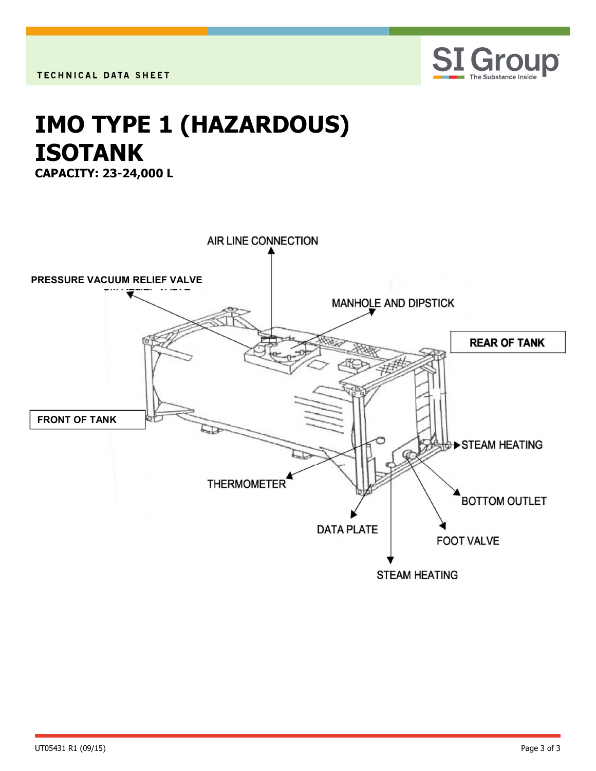TECHNICAL DATA SHEET

# IMO TYPE 1 (HAZARDOUS) ISOTANK

**CAPACITY: 23-24,000 L**

AIR LINE CONNECTION

PRESSURE VACUUM RELIEF VALVE

MANHOLE AND DIPSTICK

REAR OF TANK

FRONT OF TANK

STEAM HEATING

THERMOMETER

BOTTOM OUTLET

DATA PLATE

FOOT VALVE

STEAM HEATING